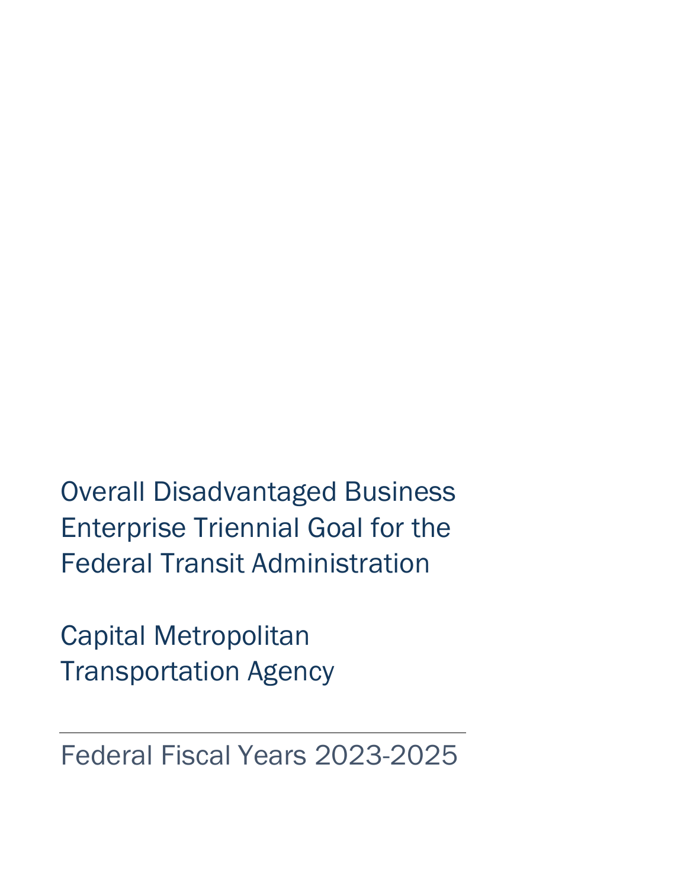# Overall Disadvantaged Business Enterprise Triennial Goal for the Federal Transit Administration

## Capital Metropolitan Transportation Agency

---

Federal Fiscal Years 2023-2025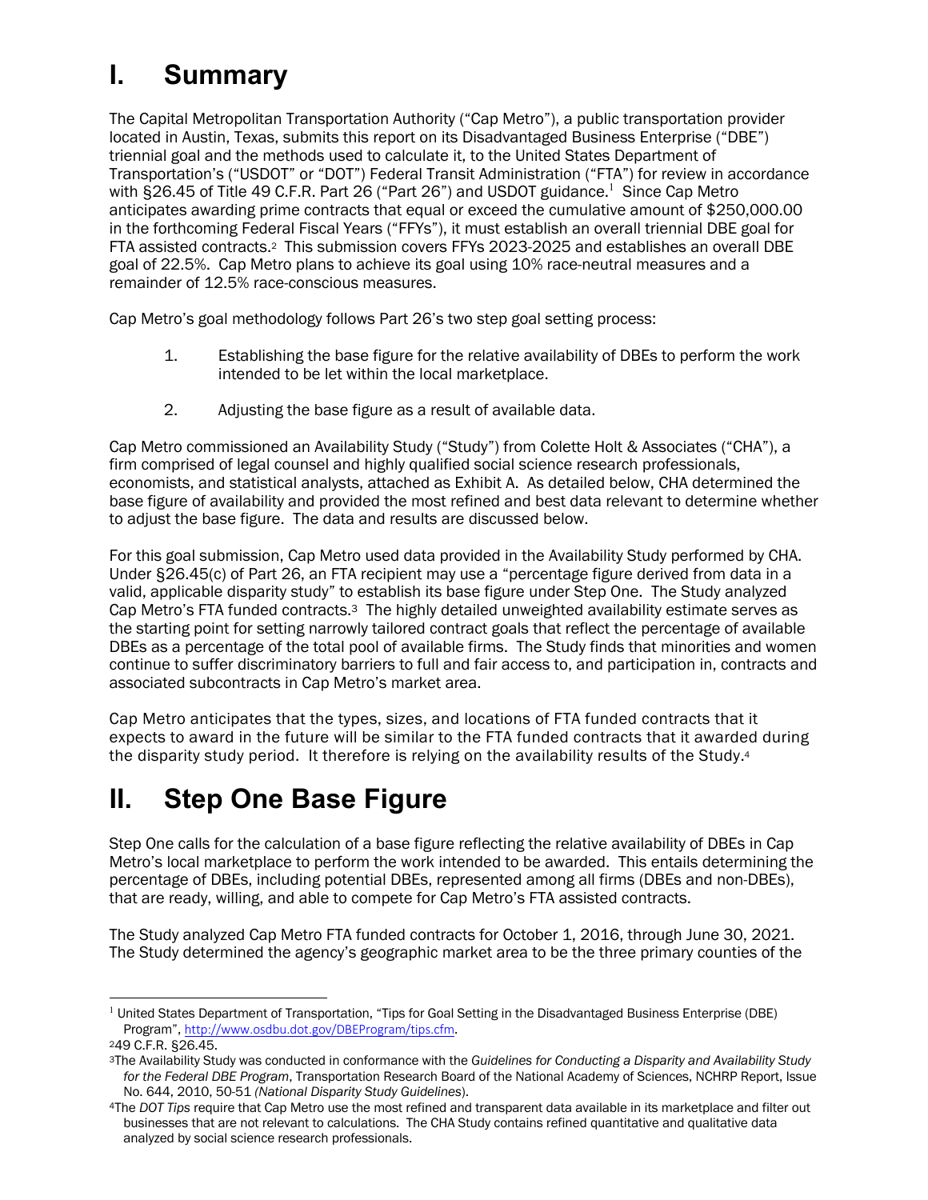# I. Summary

The Capital Metropolitan Transportation Authority ("Cap Metro"), a public transportation provider located in Austin, Texas, submits this report on its Disadvantaged Business Enterprise ("DBE") triennial goal and the methods used to calculate it, to the United States Department of Transportation's ("USDOT" or "DOT") Federal Transit Administration ("FTA") for review in accordance with §26.45 of Title 49 C.F.R. Part 26 ("Part 26") and USDOT guidance.[1] Since Cap Metro anticipates awarding prime contracts that equal or exceed the cumulative amount of $250,000.00 in the forthcoming Federal Fiscal Years ("FFYs"), it must establish an overall triennial DBE goal for FTA assisted contracts.[2] This submission covers FFYs 2023-2025 and establishes an overall DBE goal of 22.5%. Cap Metro plans to achieve its goal using 10% race-neutral measures and a remainder of 12.5% race-conscious measures.

Cap Metro's goal methodology follows Part 26's two step goal setting process:

1. Establishing the base figure for the relative availability of DBEs to perform the work intended to be let within the local marketplace.

2. Adjusting the base figure as a result of available data.

Cap Metro commissioned an Availability Study ("Study") from Colette Holt & Associates ("CHA"), a firm comprised of legal counsel and highly qualified social science research professionals, economists, and statistical analysts, attached as Exhibit A. As detailed below, CHA determined the base figure of availability and provided the most refined and best data relevant to determine whether to adjust the base figure. The data and results are discussed below.

For this goal submission, Cap Metro used data provided in the Availability Study performed by CHA. Under §26.45(c) of Part 26, an FTA recipient may use a "percentage figure derived from data in a valid, applicable disparity study" to establish its base figure under Step One. The Study analyzed Cap Metro's FTA funded contracts.[3] The highly detailed unweighted availability estimate serves as the starting point for setting narrowly tailored contract goals that reflect the percentage of available DBEs as a percentage of the total pool of available firms. The Study finds that minorities and women continue to suffer discriminatory barriers to full and fair access to, and participation in, contracts and associated subcontracts in Cap Metro's market area.

Cap Metro anticipates that the types, sizes, and locations of FTA funded contracts that it expects to award in the future will be similar to the FTA funded contracts that it awarded during the disparity study period. It therefore is relying on the availability results of the Study.[4]

# II. Step One Base Figure

Step One calls for the calculation of a base figure reflecting the relative availability of DBEs in Cap Metro's local marketplace to perform the work intended to be awarded. This entails determining the percentage of DBEs, including potential DBEs, represented among all firms (DBEs and non-DBEs), that are ready, willing, and able to compete for Cap Metro's FTA assisted contracts.

The Study analyzed Cap Metro FTA funded contracts for October 1, 2016, through June 30, 2021. The Study determined the agency's geographic market area to be the three primary counties of the

---

[1] United States Department of Transportation, "Tips for Goal Setting in the Disadvantaged Business Enterprise (DBE) Program", http://www.osdbu.dot.gov/DBEProgram/tips.cfm.

[2] 49 C.F.R. §26.45.

[3] The Availability Study was conducted in conformance with the *Guidelines for Conducting a Disparity and Availability Study for the Federal DBE Program*, Transportation Research Board of the National Academy of Sciences, NCHRP Report, Issue No. 644, 2010, 50-51 (*National Disparity Study Guidelines*).

[4] The *DOT Tips* require that Cap Metro use the most refined and transparent data available in its marketplace and filter out businesses that are not relevant to calculations. The CHA Study contains refined quantitative and qualitative data analyzed by social science research professionals.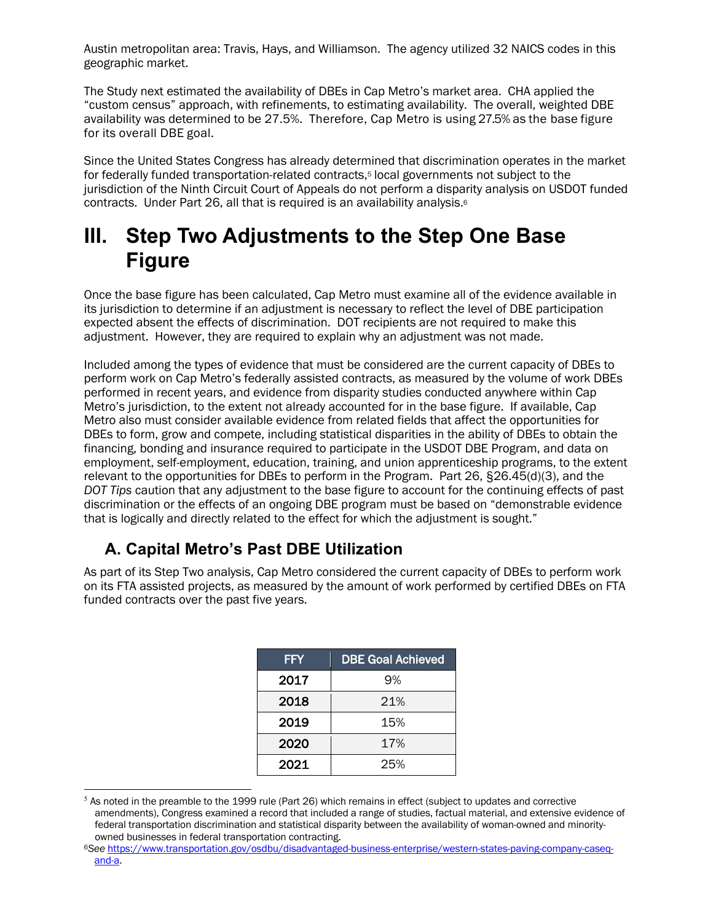Austin metropolitan area: Travis, Hays, and Williamson. The agency utilized 32 NAICS codes in this geographic market.

The Study next estimated the availability of DBEs in Cap Metro's market area. CHA applied the "custom census" approach, with refinements, to estimating availability. The overall, weighted DBE availability was determined to be 27.5%. Therefore, Cap Metro is using 27.5% as the base figure for its overall DBE goal.

Since the United States Congress has already determined that discrimination operates in the market for federally funded transportation-related contracts,[5] local governments not subject to the jurisdiction of the Ninth Circuit Court of Appeals do not perform a disparity analysis on USDOT funded contracts. Under Part 26, all that is required is an availability analysis.[6]

# III. Step Two Adjustments to the Step One Base Figure

Once the base figure has been calculated, Cap Metro must examine all of the evidence available in its jurisdiction to determine if an adjustment is necessary to reflect the level of DBE participation expected absent the effects of discrimination. DOT recipients are not required to make this adjustment. However, they are required to explain why an adjustment was not made.

Included among the types of evidence that must be considered are the current capacity of DBEs to perform work on Cap Metro's federally assisted contracts, as measured by the volume of work DBEs performed in recent years, and evidence from disparity studies conducted anywhere within Cap Metro's jurisdiction, to the extent not already accounted for in the base figure. If available, Cap Metro also must consider available evidence from related fields that affect the opportunities for DBEs to form, grow and compete, including statistical disparities in the ability of DBEs to obtain the financing, bonding and insurance required to participate in the USDOT DBE Program, and data on employment, self-employment, education, training, and union apprenticeship programs, to the extent relevant to the opportunities for DBEs to perform in the Program. Part 26, §26.45(d)(3), and the *DOT Tips* caution that any adjustment to the base figure to account for the continuing effects of past discrimination or the effects of an ongoing DBE program must be based on "demonstrable evidence that is logically and directly related to the effect for which the adjustment is sought."

## A. Capital Metro's Past DBE Utilization

As part of its Step Two analysis, Cap Metro considered the current capacity of DBEs to perform work on its FTA assisted projects, as measured by the amount of work performed by certified DBEs on FTA funded contracts over the past five years.

| FFY | DBE Goal Achieved |
|---|---|
| 2017 | 9% |
| 2018 | 21% |
| 2019 | 15% |
| 2020 | 17% |
| 2021 | 25% |

[5] As noted in the preamble to the 1999 rule (Part 26) which remains in effect (subject to updates and corrective amendments), Congress examined a record that included a range of studies, factual material, and extensive evidence of federal transportation discrimination and statistical disparity between the availability of woman-owned and minority-owned businesses in federal transportation contracting.

[6] See https://www.transportation.gov/osdbu/disadvantaged-business-enterprise/western-states-paving-company-caseq-and-a.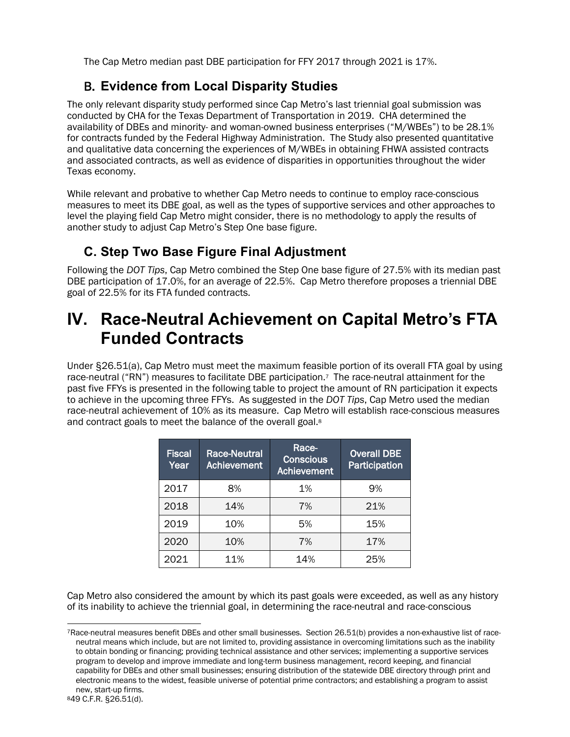The Cap Metro median past DBE participation for FFY 2017 through 2021 is 17%.

## B. Evidence from Local Disparity Studies

The only relevant disparity study performed since Cap Metro's last triennial goal submission was conducted by CHA for the Texas Department of Transportation in 2019. CHA determined the availability of DBEs and minority- and woman-owned business enterprises ("M/WBEs") to be 28.1% for contracts funded by the Federal Highway Administration. The Study also presented quantitative and qualitative data concerning the experiences of M/WBEs in obtaining FHWA assisted contracts and associated contracts, as well as evidence of disparities in opportunities throughout the wider Texas economy.

While relevant and probative to whether Cap Metro needs to continue to employ race-conscious measures to meet its DBE goal, as well as the types of supportive services and other approaches to level the playing field Cap Metro might consider, there is no methodology to apply the results of another study to adjust Cap Metro's Step One base figure.

## C. Step Two Base Figure Final Adjustment

Following the *DOT Tips*, Cap Metro combined the Step One base figure of 27.5% with its median past DBE participation of 17.0%, for an average of 22.5%. Cap Metro therefore proposes a triennial DBE goal of 22.5% for its FTA funded contracts.

# IV. Race-Neutral Achievement on Capital Metro's FTA Funded Contracts

Under §26.51(a), Cap Metro must meet the maximum feasible portion of its overall FTA goal by using race-neutral ("RN") measures to facilitate DBE participation.[7] The race-neutral attainment for the past five FFYs is presented in the following table to project the amount of RN participation it expects to achieve in the upcoming three FFYs. As suggested in the *DOT Tips*, Cap Metro used the median race-neutral achievement of 10% as its measure. Cap Metro will establish race-conscious measures and contract goals to meet the balance of the overall goal.[8]

| Fiscal Year | Race-Neutral Achievement | Race-Conscious Achievement | Overall DBE Participation |
|---|---|---|---|
| 2017 | 8% | 1% | 9% |
| 2018 | 14% | 7% | 21% |
| 2019 | 10% | 5% | 15% |
| 2020 | 10% | 7% | 17% |
| 2021 | 11% | 14% | 25% |

Cap Metro also considered the amount by which its past goals were exceeded, as well as any history of its inability to achieve the triennial goal, in determining the race-neutral and race-conscious

[7] Race-neutral measures benefit DBEs and other small businesses. Section 26.51(b) provides a non-exhaustive list of race-neutral means which include, but are not limited to, providing assistance in overcoming limitations such as the inability to obtain bonding or financing; providing technical assistance and other services; implementing a supportive services program to develop and improve immediate and long-term business management, record keeping, and financial capability for DBEs and other small businesses; ensuring distribution of the statewide DBE directory through print and electronic means to the widest, feasible universe of potential prime contractors; and establishing a program to assist new, start-up firms.

[8] 49 C.F.R. §26.51(d).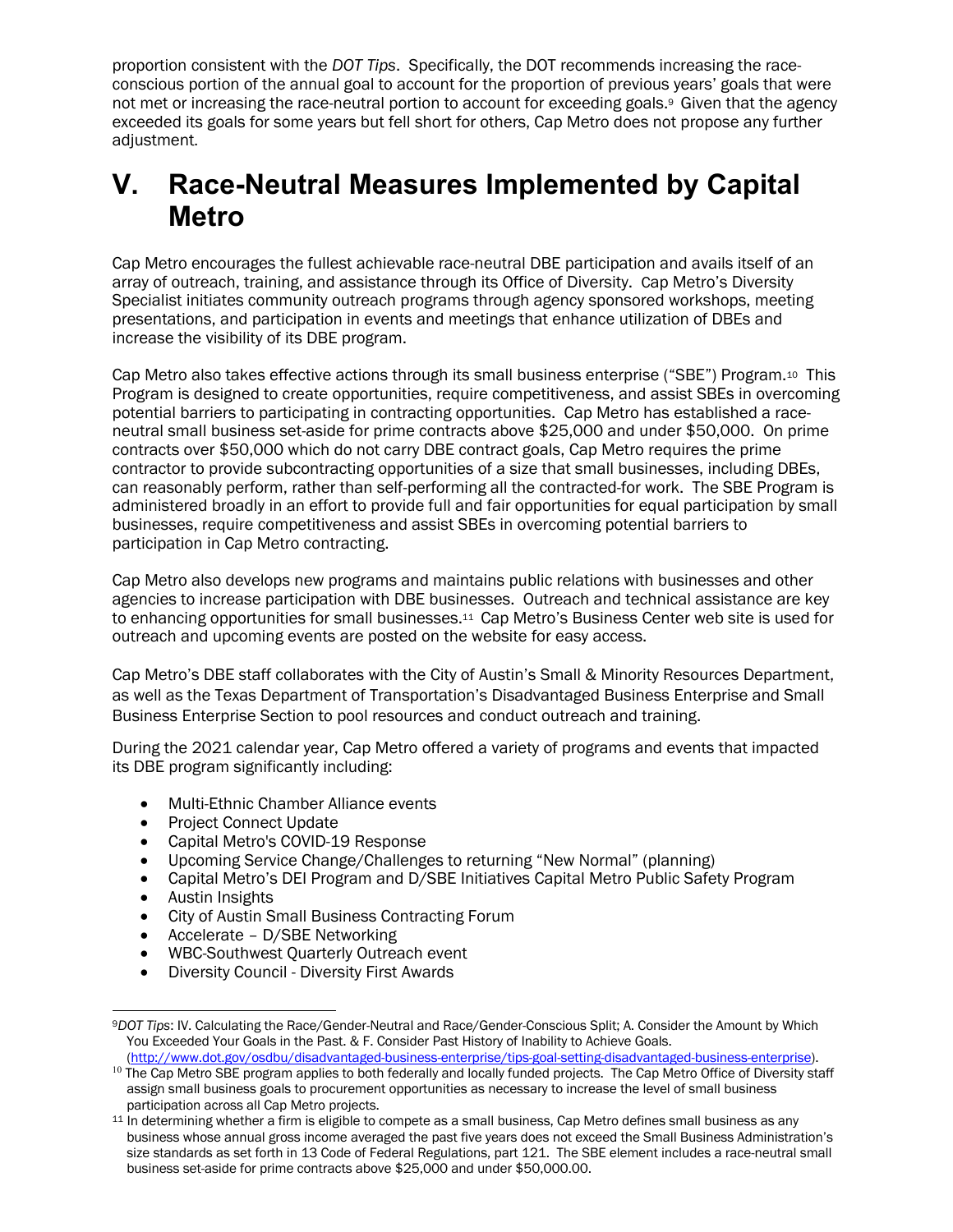proportion consistent with the *DOT Tips*. Specifically, the DOT recommends increasing the race-conscious portion of the annual goal to account for the proportion of previous years' goals that were not met or increasing the race-neutral portion to account for exceeding goals.[9] Given that the agency exceeded its goals for some years but fell short for others, Cap Metro does not propose any further adjustment.

# V. Race-Neutral Measures Implemented by Capital Metro

Cap Metro encourages the fullest achievable race-neutral DBE participation and avails itself of an array of outreach, training, and assistance through its Office of Diversity. Cap Metro's Diversity Specialist initiates community outreach programs through agency sponsored workshops, meeting presentations, and participation in events and meetings that enhance utilization of DBEs and increase the visibility of its DBE program.

Cap Metro also takes effective actions through its small business enterprise ("SBE") Program.[10] This Program is designed to create opportunities, require competitiveness, and assist SBEs in overcoming potential barriers to participating in contracting opportunities. Cap Metro has established a race-neutral small business set-aside for prime contracts above $25,000 and under $50,000. On prime contracts over $50,000 which do not carry DBE contract goals, Cap Metro requires the prime contractor to provide subcontracting opportunities of a size that small businesses, including DBEs, can reasonably perform, rather than self-performing all the contracted-for work. The SBE Program is administered broadly in an effort to provide full and fair opportunities for equal participation by small businesses, require competitiveness and assist SBEs in overcoming potential barriers to participation in Cap Metro contracting.

Cap Metro also develops new programs and maintains public relations with businesses and other agencies to increase participation with DBE businesses. Outreach and technical assistance are key to enhancing opportunities for small businesses.[11] Cap Metro's Business Center web site is used for outreach and upcoming events are posted on the website for easy access.

Cap Metro's DBE staff collaborates with the City of Austin's Small & Minority Resources Department, as well as the Texas Department of Transportation's Disadvantaged Business Enterprise and Small Business Enterprise Section to pool resources and conduct outreach and training.

During the 2021 calendar year, Cap Metro offered a variety of programs and events that impacted its DBE program significantly including:

- Multi-Ethnic Chamber Alliance events
- Project Connect Update
- Capital Metro's COVID-19 Response
- Upcoming Service Change/Challenges to returning "New Normal" (planning)
- Capital Metro's DEI Program and D/SBE Initiatives Capital Metro Public Safety Program
- Austin Insights
- City of Austin Small Business Contracting Forum
- Accelerate – D/SBE Networking
- WBC-Southwest Quarterly Outreach event
- Diversity Council - Diversity First Awards

---

[9] *DOT Tips*: IV. Calculating the Race/Gender-Neutral and Race/Gender-Conscious Split; A. Consider the Amount by Which You Exceeded Your Goals in the Past. & F. Consider Past History of Inability to Achieve Goals. (http://www.dot.gov/osdbu/disadvantaged-business-enterprise/tips-goal-setting-disadvantaged-business-enterprise).

[10] The Cap Metro SBE program applies to both federally and locally funded projects. The Cap Metro Office of Diversity staff assign small business goals to procurement opportunities as necessary to increase the level of small business participation across all Cap Metro projects.

[11] In determining whether a firm is eligible to compete as a small business, Cap Metro defines small business as any business whose annual gross income averaged the past five years does not exceed the Small Business Administration's size standards as set forth in 13 Code of Federal Regulations, part 121. The SBE element includes a race-neutral small business set-aside for prime contracts above $25,000 and under $50,000.00.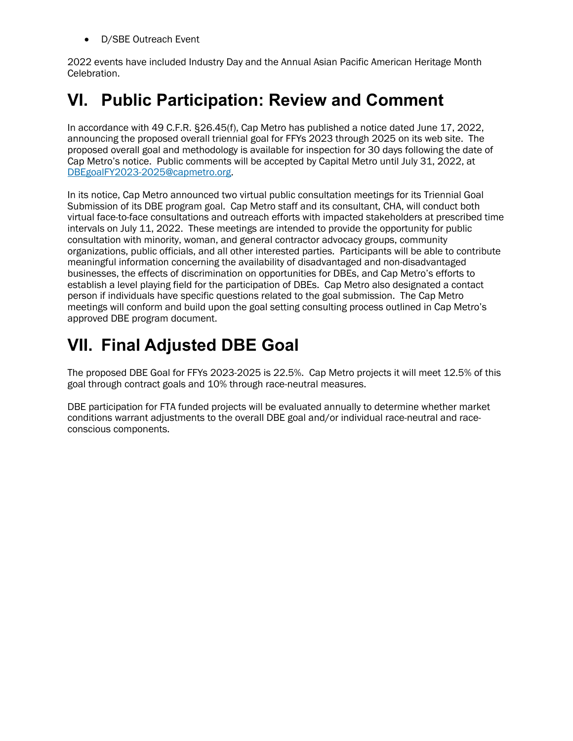- D/SBE Outreach Event

2022 events have included Industry Day and the Annual Asian Pacific American Heritage Month Celebration.

# VI. Public Participation: Review and Comment

In accordance with 49 C.F.R. §26.45(f), Cap Metro has published a notice dated June 17, 2022, announcing the proposed overall triennial goal for FFYs 2023 through 2025 on its web site. The proposed overall goal and methodology is available for inspection for 30 days following the date of Cap Metro's notice. Public comments will be accepted by Capital Metro until July 31, 2022, at DBEgoalFY2023-2025@capmetro.org.

In its notice, Cap Metro announced two virtual public consultation meetings for its Triennial Goal Submission of its DBE program goal. Cap Metro staff and its consultant, CHA, will conduct both virtual face-to-face consultations and outreach efforts with impacted stakeholders at prescribed time intervals on July 11, 2022. These meetings are intended to provide the opportunity for public consultation with minority, woman, and general contractor advocacy groups, community organizations, public officials, and all other interested parties. Participants will be able to contribute meaningful information concerning the availability of disadvantaged and non-disadvantaged businesses, the effects of discrimination on opportunities for DBEs, and Cap Metro's efforts to establish a level playing field for the participation of DBEs. Cap Metro also designated a contact person if individuals have specific questions related to the goal submission. The Cap Metro meetings will conform and build upon the goal setting consulting process outlined in Cap Metro's approved DBE program document.

# VII. Final Adjusted DBE Goal

The proposed DBE Goal for FFYs 2023-2025 is 22.5%. Cap Metro projects it will meet 12.5% of this goal through contract goals and 10% through race-neutral measures.

DBE participation for FTA funded projects will be evaluated annually to determine whether market conditions warrant adjustments to the overall DBE goal and/or individual race-neutral and race-conscious components.